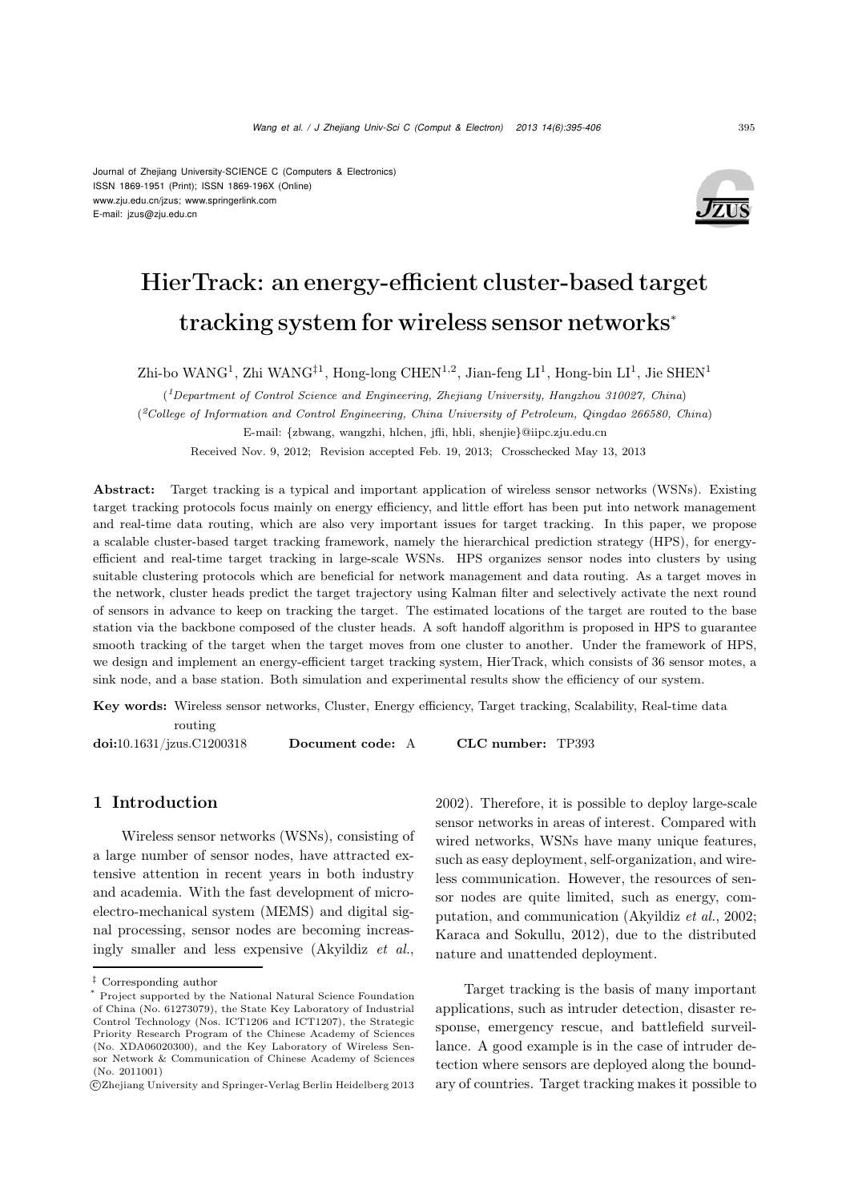Journal of Zhejiang University-SCIENCE C (Computers & Electronics)
ISSN 1869-1951 (Print); ISSN 1869-196X (Online)
www.zju.edu.cn/jzus; www.springerlink.com
E-mail: jzus@zju.edu.cn

# HierTrack: an energy-efficient cluster-based target tracking system for wireless sensor networks*

Zhi-bo WANG[1], Zhi WANG[‡1], Hong-long CHEN[1,2], Jian-feng LI[1], Hong-bin LI[1], Jie SHEN[1]

([1]*Department of Control Science and Engineering, Zhejiang University, Hangzhou 310027, China*)

([2]*College of Information and Control Engineering, China University of Petroleum, Qingdao 266580, China*)

E-mail: {zbwang, wangzhi, hlchen, jfli, hbli, shenjie}@iipc.zju.edu.cn

Received Nov. 9, 2012; Revision accepted Feb. 19, 2013; Crosschecked May 13, 2013

**Abstract:** Target tracking is a typical and important application of wireless sensor networks (WSNs). Existing target tracking protocols focus mainly on energy efficiency, and little effort has been put into network management and real-time data routing, which are also very important issues for target tracking. In this paper, we propose a scalable cluster-based target tracking framework, namely the hierarchical prediction strategy (HPS), for energy-efficient and real-time target tracking in large-scale WSNs. HPS organizes sensor nodes into clusters by using suitable clustering protocols which are beneficial for network management and data routing. As a target moves in the network, cluster heads predict the target trajectory using Kalman filter and selectively activate the next round of sensors in advance to keep on tracking the target. The estimated locations of the target are routed to the base station via the backbone composed of the cluster heads. A soft handoff algorithm is proposed in HPS to guarantee smooth tracking of the target when the target moves from one cluster to another. Under the framework of HPS, we design and implement an energy-efficient target tracking system, HierTrack, which consists of 36 sensor motes, a sink node, and a base station. Both simulation and experimental results show the efficiency of our system.

**Key words:** Wireless sensor networks, Cluster, Energy efficiency, Target tracking, Scalability, Real-time data routing

**doi:**10.1631/jzus.C1200318 **Document code:** A **CLC number:** TP393

## 1 Introduction

Wireless sensor networks (WSNs), consisting of a large number of sensor nodes, have attracted extensive attention in recent years in both industry and academia. With the fast development of micro-electro-mechanical system (MEMS) and digital signal processing, sensor nodes are becoming increasingly smaller and less expensive (Akyildiz *et al.*, 2002). Therefore, it is possible to deploy large-scale sensor networks in areas of interest. Compared with wired networks, WSNs have many unique features, such as easy deployment, self-organization, and wireless communication. However, the resources of sensor nodes are quite limited, such as energy, computation, and communication (Akyildiz *et al.*, 2002; Karaca and Sokullu, 2012), due to the distributed nature and unattended deployment.

Target tracking is the basis of many important applications, such as intruder detection, disaster response, emergency rescue, and battlefield surveillance. A good example is in the case of intruder detection where sensors are deployed along the boundary of countries. Target tracking makes it possible to

‡ Corresponding author

* Project supported by the National Natural Science Foundation of China (No. 61273079), the State Key Laboratory of Industrial Control Technology (Nos. ICT1206 and ICT1207), the Strategic Priority Research Program of the Chinese Academy of Sciences (No. XDA06020300), and the Key Laboratory of Wireless Sensor Network & Communication of Chinese Academy of Sciences (No. 2011001)

©Zhejiang University and Springer-Verlag Berlin Heidelberg 2013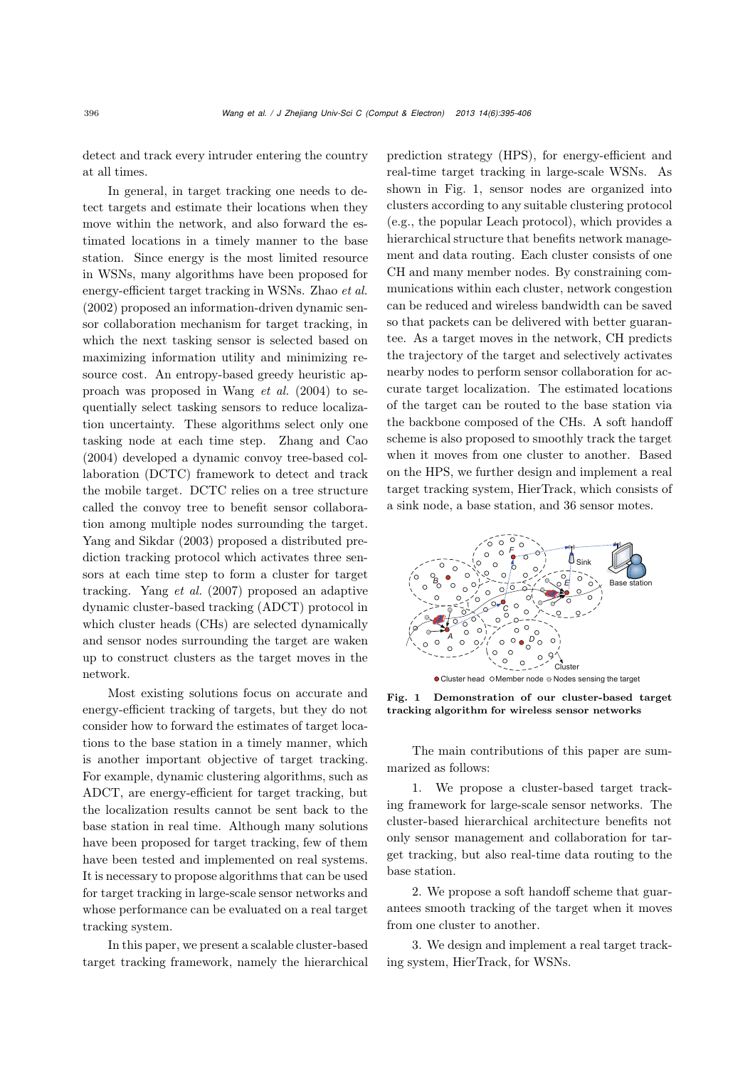detect and track every intruder entering the country at all times.

In general, in target tracking one needs to detect targets and estimate their locations when they move within the network, and also forward the estimated locations in a timely manner to the base station. Since energy is the most limited resource in WSNs, many algorithms have been proposed for energy-efficient target tracking in WSNs. Zhao *et al.* (2002) proposed an information-driven dynamic sensor collaboration mechanism for target tracking, in which the next tasking sensor is selected based on maximizing information utility and minimizing resource cost. An entropy-based greedy heuristic approach was proposed in Wang *et al.* (2004) to sequentially select tasking sensors to reduce localization uncertainty. These algorithms select only one tasking node at each time step. Zhang and Cao (2004) developed a dynamic convoy tree-based collaboration (DCTC) framework to detect and track the mobile target. DCTC relies on a tree structure called the convoy tree to benefit sensor collaboration among multiple nodes surrounding the target. Yang and Sikdar (2003) proposed a distributed prediction tracking protocol which activates three sensors at each time step to form a cluster for target tracking. Yang *et al.* (2007) proposed an adaptive dynamic cluster-based tracking (ADCT) protocol in which cluster heads (CHs) are selected dynamically and sensor nodes surrounding the target are waken up to construct clusters as the target moves in the network.

Most existing solutions focus on accurate and energy-efficient tracking of targets, but they do not consider how to forward the estimates of target locations to the base station in a timely manner, which is another important objective of target tracking. For example, dynamic clustering algorithms, such as ADCT, are energy-efficient for target tracking, but the localization results cannot be sent back to the base station in real time. Although many solutions have been proposed for target tracking, few of them have been tested and implemented on real systems. It is necessary to propose algorithms that can be used for target tracking in large-scale sensor networks and whose performance can be evaluated on a real target tracking system.

In this paper, we present a scalable cluster-based target tracking framework, namely the hierarchical prediction strategy (HPS), for energy-efficient and real-time target tracking in large-scale WSNs. As shown in Fig. 1, sensor nodes are organized into clusters according to any suitable clustering protocol (e.g., the popular Leach protocol), which provides a hierarchical structure that benefits network management and data routing. Each cluster consists of one CH and many member nodes. By constraining communications within each cluster, network congestion can be reduced and wireless bandwidth can be saved so that packets can be delivered with better guarantee. As a target moves in the network, CH predicts the trajectory of the target and selectively activates nearby nodes to perform sensor collaboration for accurate target localization. The estimated locations of the target can be routed to the base station via the backbone composed of the CHs. A soft handoff scheme is also proposed to smoothly track the target when it moves from one cluster to another. Based on the HPS, we further design and implement a real target tracking system, HierTrack, which consists of a sink node, a base station, and 36 sensor motes.

Sink
Base station
F
B
E
C
A
D
Cluster
Cluster head  Member node  Nodes sensing the target

**Fig. 1 Demonstration of our cluster-based target tracking algorithm for wireless sensor networks**

The main contributions of this paper are summarized as follows:

1. We propose a cluster-based target tracking framework for large-scale sensor networks. The cluster-based hierarchical architecture benefits not only sensor management and collaboration for target tracking, but also real-time data routing to the base station.

2. We propose a soft handoff scheme that guarantees smooth tracking of the target when it moves from one cluster to another.

3. We design and implement a real target tracking system, HierTrack, for WSNs.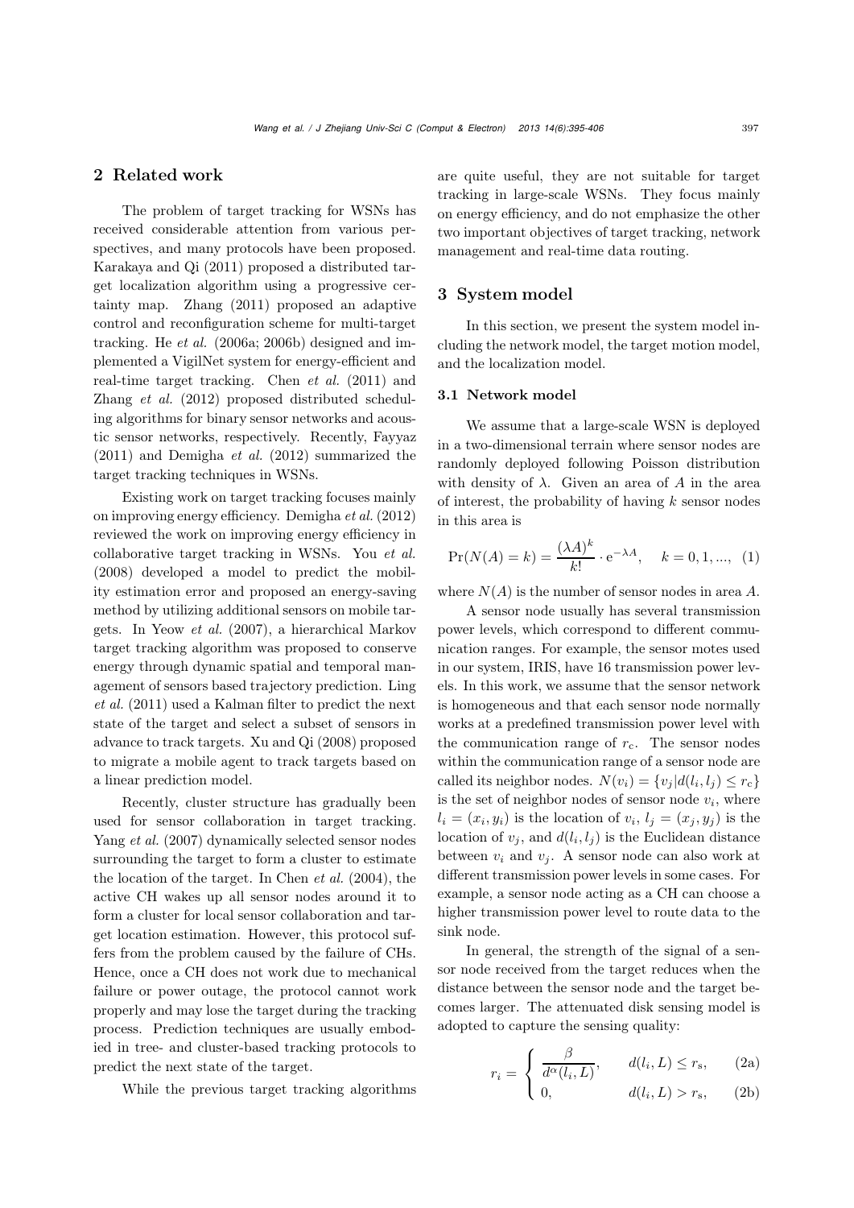## 2 Related work

The problem of target tracking for WSNs has received considerable attention from various perspectives, and many protocols have been proposed. Karakaya and Qi (2011) proposed a distributed target localization algorithm using a progressive certainty map. Zhang (2011) proposed an adaptive control and reconfiguration scheme for multi-target tracking. He *et al.* (2006a; 2006b) designed and implemented a VigilNet system for energy-efficient and real-time target tracking. Chen *et al.* (2011) and Zhang *et al.* (2012) proposed distributed scheduling algorithms for binary sensor networks and acoustic sensor networks, respectively. Recently, Fayyaz (2011) and Demigha *et al.* (2012) summarized the target tracking techniques in WSNs.

Existing work on target tracking focuses mainly on improving energy efficiency. Demigha *et al.* (2012) reviewed the work on improving energy efficiency in collaborative target tracking in WSNs. You *et al.* (2008) developed a model to predict the mobility estimation error and proposed an energy-saving method by utilizing additional sensors on mobile targets. In Yeow *et al.* (2007), a hierarchical Markov target tracking algorithm was proposed to conserve energy through dynamic spatial and temporal management of sensors based trajectory prediction. Ling *et al.* (2011) used a Kalman filter to predict the next state of the target and select a subset of sensors in advance to track targets. Xu and Qi (2008) proposed to migrate a mobile agent to track targets based on a linear prediction model.

Recently, cluster structure has gradually been used for sensor collaboration in target tracking. Yang *et al.* (2007) dynamically selected sensor nodes surrounding the target to form a cluster to estimate the location of the target. In Chen *et al.* (2004), the active CH wakes up all sensor nodes around it to form a cluster for local sensor collaboration and target location estimation. However, this protocol suffers from the problem caused by the failure of CHs. Hence, once a CH does not work due to mechanical failure or power outage, the protocol cannot work properly and may lose the target during the tracking process. Prediction techniques are usually embodied in tree- and cluster-based tracking protocols to predict the next state of the target.

While the previous target tracking algorithms are quite useful, they are not suitable for target tracking in large-scale WSNs. They focus mainly on energy efficiency, and do not emphasize the other two important objectives of target tracking, network management and real-time data routing.

## 3 System model

In this section, we present the system model including the network model, the target motion model, and the localization model.

### 3.1 Network model

We assume that a large-scale WSN is deployed in a two-dimensional terrain where sensor nodes are randomly deployed following Poisson distribution with density of $\lambda$. Given an area of $A$ in the area of interest, the probability of having $k$ sensor nodes in this area is

$$\Pr(N(A)=k)=\frac{(\lambda A)^k}{k!}\cdot \mathrm{e}^{-\lambda A}, \quad k=0,1,..., \tag{1}$$

where $N(A)$ is the number of sensor nodes in area $A$.

A sensor node usually has several transmission power levels, which correspond to different communication ranges. For example, the sensor motes used in our system, IRIS, have 16 transmission power levels. In this work, we assume that the sensor network is homogeneous and that each sensor node normally works at a predefined transmission power level with the communication range of $r_\mathrm{c}$. The sensor nodes within the communication range of a sensor node are called its neighbor nodes. $N(v_i)=\{v_j|d(l_i,l_j)\le r_\mathrm{c}\}$ is the set of neighbor nodes of sensor node $v_i$, where $l_i=(x_i,y_i)$ is the location of $v_i$, $l_j=(x_j,y_j)$ is the location of $v_j$, and $d(l_i,l_j)$ is the Euclidean distance between $v_i$ and $v_j$. A sensor node can also work at different transmission power levels in some cases. For example, a sensor node acting as a CH can choose a higher transmission power level to route data to the sink node.

In general, the strength of the signal of a sensor node received from the target reduces when the distance between the sensor node and the target becomes larger. The attenuated disk sensing model is adopted to capture the sensing quality:

$$r_i=\begin{cases}\dfrac{\beta}{d^{\alpha}(l_i,L)}, & d(l_i,L)\le r_\mathrm{s}, \quad \text{(2a)}\\[2mm] 0, & d(l_i,L)>r_\mathrm{s}, \quad \text{(2b)}\end{cases}$$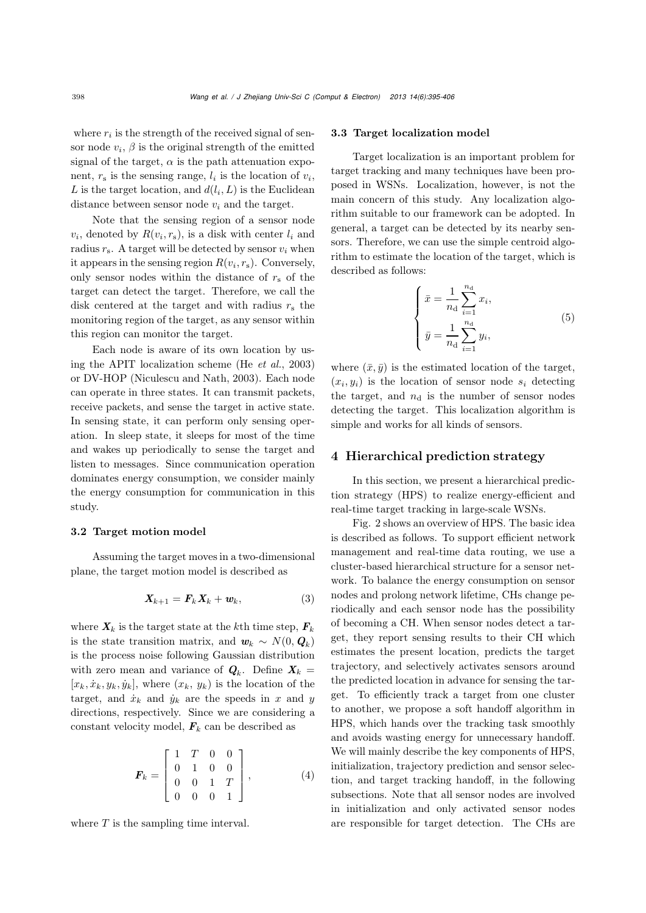where $r_i$ is the strength of the received signal of sensor node $v_i$, $\beta$ is the original strength of the emitted signal of the target, $\alpha$ is the path attenuation exponent, $r_s$ is the sensing range, $l_i$ is the location of $v_i$, $L$ is the target location, and $d(l_i, L)$ is the Euclidean distance between sensor node $v_i$ and the target.

Note that the sensing region of a sensor node $v_i$, denoted by $R(v_i, r_s)$, is a disk with center $l_i$ and radius $r_s$. A target will be detected by sensor $v_i$ when it appears in the sensing region $R(v_i, r_s)$. Conversely, only sensor nodes within the distance of $r_s$ of the target can detect the target. Therefore, we call the disk centered at the target and with radius $r_s$ the monitoring region of the target, as any sensor within this region can monitor the target.

Each node is aware of its own location by using the APIT localization scheme (He *et al.*, 2003) or DV-HOP (Niculescu and Nath, 2003). Each node can operate in three states. It can transmit packets, receive packets, and sense the target in active state. In sensing state, it can perform only sensing operation. In sleep state, it sleeps for most of the time and wakes up periodically to sense the target and listen to messages. Since communication operation dominates energy consumption, we consider mainly the energy consumption for communication in this study.

### 3.2 Target motion model

Assuming the target moves in a two-dimensional plane, the target motion model is described as

$$\boldsymbol{X}_{k+1} = \boldsymbol{F}_k \boldsymbol{X}_k + \boldsymbol{w}_k, \tag{3}$$

where $\boldsymbol{X}_k$ is the target state at the $k$th time step, $\boldsymbol{F}_k$ is the state transition matrix, and $\boldsymbol{w}_k \sim N(0, \boldsymbol{Q}_k)$ is the process noise following Gaussian distribution with zero mean and variance of $\boldsymbol{Q}_k$. Define $\boldsymbol{X}_k = [x_k, \dot{x}_k, y_k, \dot{y}_k]$, where $(x_k, y_k)$ is the location of the target, and $\dot{x}_k$ and $\dot{y}_k$ are the speeds in $x$ and $y$ directions, respectively. Since we are considering a constant velocity model, $\boldsymbol{F}_k$ can be described as

$$\boldsymbol{F}_k = \begin{bmatrix} 1 & T & 0 & 0 \\ 0 & 1 & 0 & 0 \\ 0 & 0 & 1 & T \\ 0 & 0 & 0 & 1 \end{bmatrix}, \tag{4}$$

where $T$ is the sampling time interval.

### 3.3 Target localization model

Target localization is an important problem for target tracking and many techniques have been proposed in WSNs. Localization, however, is not the main concern of this study. Any localization algorithm suitable to our framework can be adopted. In general, a target can be detected by its nearby sensors. Therefore, we can use the simple centroid algorithm to estimate the location of the target, which is described as follows:

$$\begin{cases} \bar{x} = \dfrac{1}{n_d} \displaystyle\sum_{i=1}^{n_d} x_i, \\ \bar{y} = \dfrac{1}{n_d} \displaystyle\sum_{i=1}^{n_d} y_i, \end{cases} \tag{5}$$

where $(\bar{x}, \bar{y})$ is the estimated location of the target, $(x_i, y_i)$ is the location of sensor node $s_i$ detecting the target, and $n_d$ is the number of sensor nodes detecting the target. This localization algorithm is simple and works for all kinds of sensors.

## 4 Hierarchical prediction strategy

In this section, we present a hierarchical prediction strategy (HPS) to realize energy-efficient and real-time target tracking in large-scale WSNs.

Fig. 2 shows an overview of HPS. The basic idea is described as follows. To support efficient network management and real-time data routing, we use a cluster-based hierarchical structure for a sensor network. To balance the energy consumption on sensor nodes and prolong network lifetime, CHs change periodically and each sensor node has the possibility of becoming a CH. When sensor nodes detect a target, they report sensing results to their CH which estimates the present location, predicts the target trajectory, and selectively activates sensors around the predicted location in advance for sensing the target. To efficiently track a target from one cluster to another, we propose a soft handoff algorithm in HPS, which hands over the tracking task smoothly and avoids wasting energy for unnecessary handoff. We will mainly describe the key components of HPS, initialization, trajectory prediction and sensor selection, and target tracking handoff, in the following subsections. Note that all sensor nodes are involved in initialization and only activated sensor nodes are responsible for target detection. The CHs are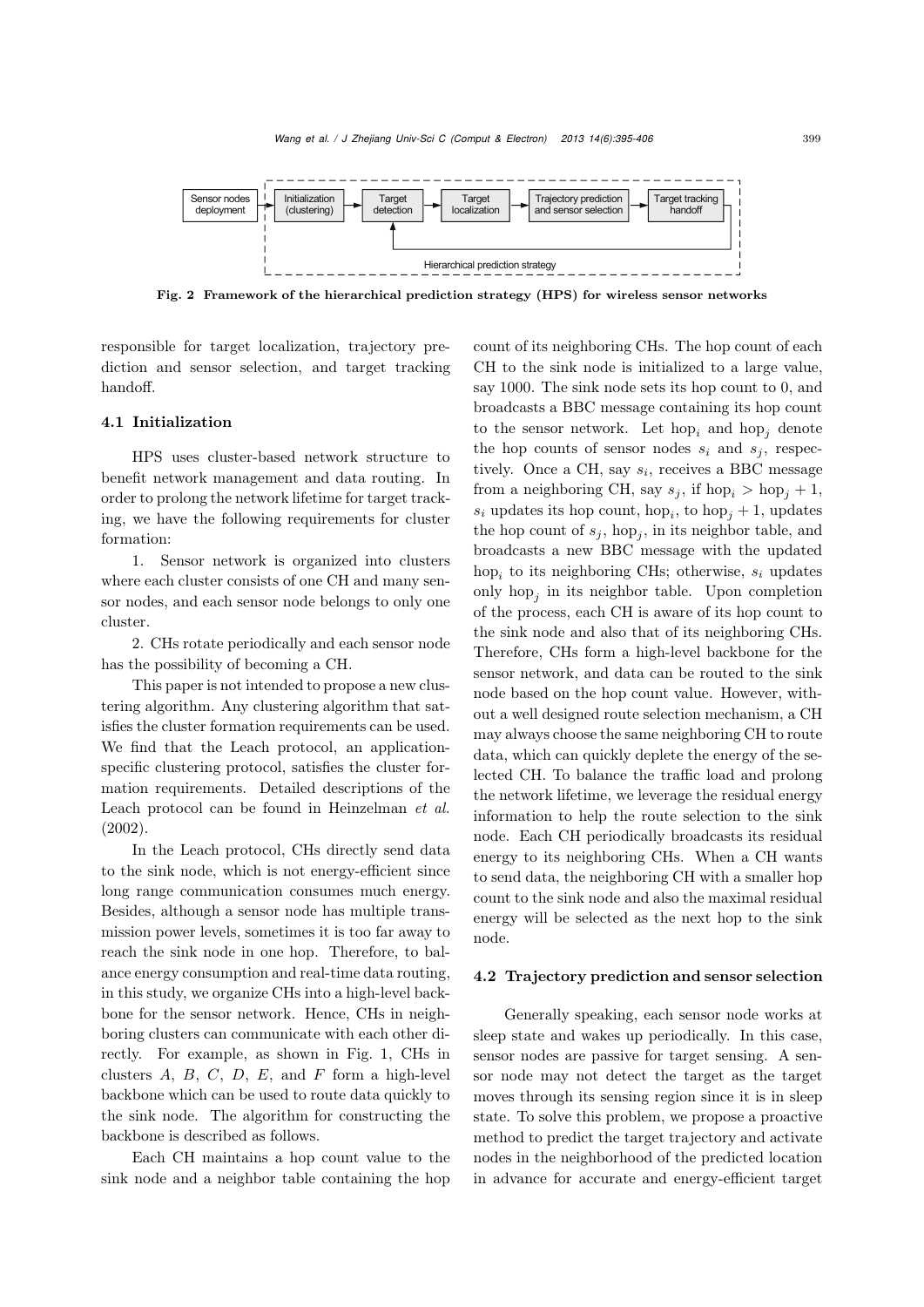Fig. 2 Framework of the hierarchical prediction strategy (HPS) for wireless sensor networks

responsible for target localization, trajectory prediction and sensor selection, and target tracking handoff.

### 4.1 Initialization

HPS uses cluster-based network structure to benefit network management and data routing. In order to prolong the network lifetime for target tracking, we have the following requirements for cluster formation:

1. Sensor network is organized into clusters where each cluster consists of one CH and many sensor nodes, and each sensor node belongs to only one cluster.

2. CHs rotate periodically and each sensor node has the possibility of becoming a CH.

This paper is not intended to propose a new clustering algorithm. Any clustering algorithm that satisfies the cluster formation requirements can be used. We find that the Leach protocol, an application-specific clustering protocol, satisfies the cluster formation requirements. Detailed descriptions of the Leach protocol can be found in Heinzelman *et al.* (2002).

In the Leach protocol, CHs directly send data to the sink node, which is not energy-efficient since long range communication consumes much energy. Besides, although a sensor node has multiple transmission power levels, sometimes it is too far away to reach the sink node in one hop. Therefore, to balance energy consumption and real-time data routing, in this study, we organize CHs into a high-level backbone for the sensor network. Hence, CHs in neighboring clusters can communicate with each other directly. For example, as shown in Fig. 1, CHs in clusters $A$, $B$, $C$, $D$, $E$, and $F$ form a high-level backbone which can be used to route data quickly to the sink node. The algorithm for constructing the backbone is described as follows.

Each CH maintains a hop count value to the sink node and a neighbor table containing the hop count of its neighboring CHs. The hop count of each CH to the sink node is initialized to a large value, say 1000. The sink node sets its hop count to 0, and broadcasts a BBC message containing its hop count to the sensor network. Let $\text{hop}_i$ and $\text{hop}_j$ denote the hop counts of sensor nodes $s_i$ and $s_j$, respectively. Once a CH, say $s_i$, receives a BBC message from a neighboring CH, say $s_j$, if $\text{hop}_i > \text{hop}_j + 1$, $s_i$ updates its hop count, $\text{hop}_i$, to $\text{hop}_j + 1$, updates the hop count of $s_j$, $\text{hop}_j$, in its neighbor table, and broadcasts a new BBC message with the updated $\text{hop}_i$ to its neighboring CHs; otherwise, $s_i$ updates only $\text{hop}_j$ in its neighbor table. Upon completion of the process, each CH is aware of its hop count to the sink node and also that of its neighboring CHs. Therefore, CHs form a high-level backbone for the sensor network, and data can be routed to the sink node based on the hop count value. However, without a well designed route selection mechanism, a CH may always choose the same neighboring CH to route data, which can quickly deplete the energy of the selected CH. To balance the traffic load and prolong the network lifetime, we leverage the residual energy information to help the route selection to the sink node. Each CH periodically broadcasts its residual energy to its neighboring CHs. When a CH wants to send data, the neighboring CH with a smaller hop count to the sink node and also the maximal residual energy will be selected as the next hop to the sink node.

### 4.2 Trajectory prediction and sensor selection

Generally speaking, each sensor node works at sleep state and wakes up periodically. In this case, sensor nodes are passive for target sensing. A sensor node may not detect the target as the target moves through its sensing region since it is in sleep state. To solve this problem, we propose a proactive method to predict the target trajectory and activate nodes in the neighborhood of the predicted location in advance for accurate and energy-efficient target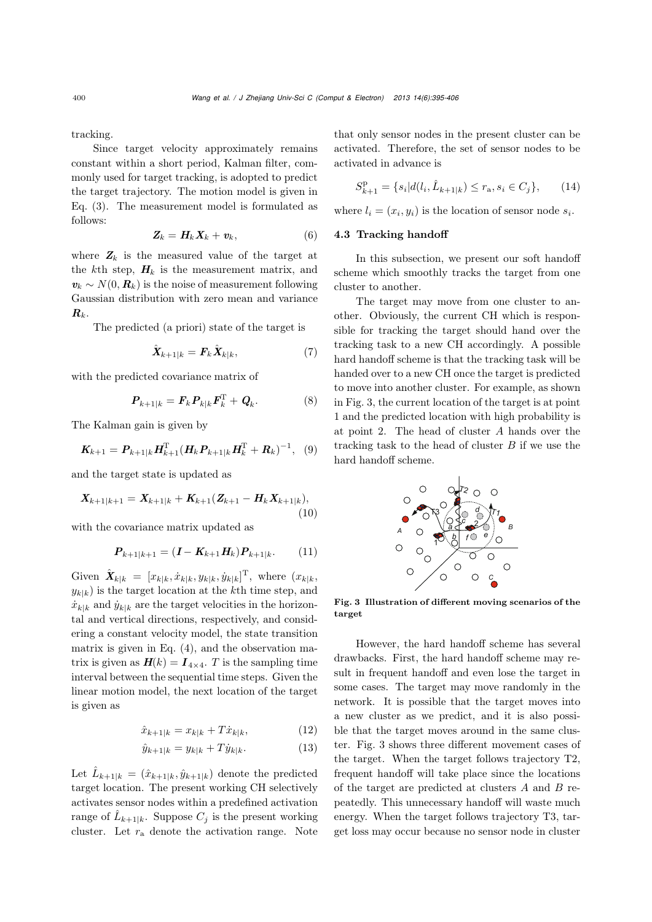tracking.

Since target velocity approximately remains constant within a short period, Kalman filter, commonly used for target tracking, is adopted to predict the target trajectory. The motion model is given in Eq. (3). The measurement model is formulated as follows:

$$\boldsymbol{Z}_k = \boldsymbol{H}_k \boldsymbol{X}_k + \boldsymbol{v}_k, \tag{6}$$

where $\boldsymbol{Z}_k$ is the measured value of the target at the $k$th step, $\boldsymbol{H}_k$ is the measurement matrix, and $\boldsymbol{v}_k \sim N(0, \boldsymbol{R}_k)$ is the noise of measurement following Gaussian distribution with zero mean and variance $\boldsymbol{R}_k$.

The predicted (a priori) state of the target is

$$\hat{\boldsymbol{X}}_{k+1|k} = \boldsymbol{F}_k \hat{\boldsymbol{X}}_{k|k}, \tag{7}$$

with the predicted covariance matrix of

$$\boldsymbol{P}_{k+1|k} = \boldsymbol{F}_k \boldsymbol{P}_{k|k} \boldsymbol{F}_k^{\mathrm{T}} + \boldsymbol{Q}_k. \tag{8}$$

The Kalman gain is given by

$$\boldsymbol{K}_{k+1} = \boldsymbol{P}_{k+1|k} \boldsymbol{H}_{k+1}^{\mathrm{T}} (\boldsymbol{H}_k \boldsymbol{P}_{k+1|k} \boldsymbol{H}_k^{\mathrm{T}} + \boldsymbol{R}_k)^{-1}, \tag{9}$$

and the target state is updated as

$$\boldsymbol{X}_{k+1|k+1} = \boldsymbol{X}_{k+1|k} + \boldsymbol{K}_{k+1}(\boldsymbol{Z}_{k+1} - \boldsymbol{H}_k \boldsymbol{X}_{k+1|k}), \tag{10}$$

with the covariance matrix updated as

$$\boldsymbol{P}_{k+1|k+1} = (\boldsymbol{I} - \boldsymbol{K}_{k+1} \boldsymbol{H}_k) \boldsymbol{P}_{k+1|k}. \tag{11}$$

Given $\hat{\boldsymbol{X}}_{k|k} = [x_{k|k}, \dot{x}_{k|k}, y_{k|k}, \dot{y}_{k|k}]^{\mathrm{T}}$, where $(x_{k|k}, y_{k|k})$ is the target location at the $k$th time step, and $\dot{x}_{k|k}$ and $\dot{y}_{k|k}$ are the target velocities in the horizontal and vertical directions, respectively, and considering a constant velocity model, the state transition matrix is given in Eq. (4), and the observation matrix is given as $\boldsymbol{H}(k) = \boldsymbol{I}_{4\times 4}$. $T$ is the sampling time interval between the sequential time steps. Given the linear motion model, the next location of the target is given as

$$\hat{x}_{k+1|k} = x_{k|k} + T\dot{x}_{k|k}, \tag{12}$$

$$\hat{y}_{k+1|k} = y_{k|k} + T\dot{y}_{k|k}. \tag{13}$$

Let $\hat{L}_{k+1|k} = (\hat{x}_{k+1|k}, \hat{y}_{k+1|k})$ denote the predicted target location. The present working CH selectively activates sensor nodes within a predefined activation range of $\hat{L}_{k+1|k}$. Suppose $C_j$ is the present working cluster. Let $r_{\mathrm{a}}$ denote the activation range. Note that only sensor nodes in the present cluster can be activated. Therefore, the set of sensor nodes to be activated in advance is

$$S_{k+1}^{\mathrm{p}} = \{s_i | d(l_i, \hat{L}_{k+1|k}) \leq r_{\mathrm{a}}, s_i \in C_j\}, \tag{14}$$

where $l_i = (x_i, y_i)$ is the location of sensor node $s_i$.

### 4.3 Tracking handoff

In this subsection, we present our soft handoff scheme which smoothly tracks the target from one cluster to another.

The target may move from one cluster to another. Obviously, the current CH which is responsible for tracking the target should hand over the tracking task to a new CH accordingly. A possible hard handoff scheme is that the tracking task will be handed over to a new CH once the target is predicted to move into another cluster. For example, as shown in Fig. 3, the current location of the target is at point 1 and the predicted location with high probability is at point 2. The head of cluster $A$ hands over the tracking task to the head of cluster $B$ if we use the hard handoff scheme.

**Fig. 3 Illustration of different moving scenarios of the target**

However, the hard handoff scheme has several drawbacks. First, the hard handoff scheme may result in frequent handoff and even lose the target in some cases. The target may move randomly in the network. It is possible that the target moves into a new cluster as we predict, and it is also possible that the target moves around in the same cluster. Fig. 3 shows three different movement cases of the target. When the target follows trajectory T2, frequent handoff will take place since the locations of the target are predicted at clusters $A$ and $B$ repeatedly. This unnecessary handoff will waste much energy. When the target follows trajectory T3, target loss may occur because no sensor node in cluster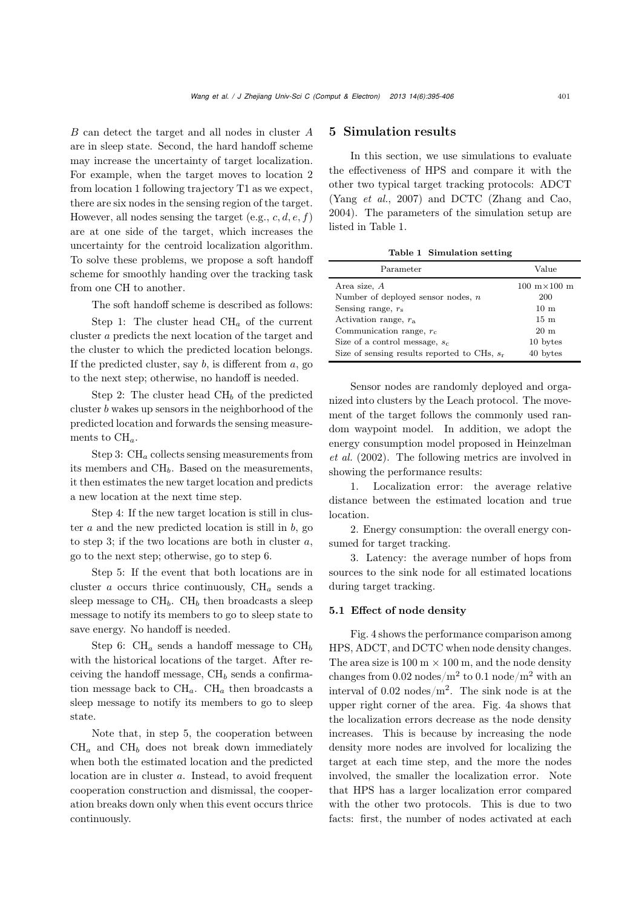$B$ can detect the target and all nodes in cluster $A$ are in sleep state. Second, the hard handoff scheme may increase the uncertainty of target localization. For example, when the target moves to location 2 from location 1 following trajectory T1 as we expect, there are six nodes in the sensing region of the target. However, all nodes sensing the target (e.g., $c, d, e, f$) are at one side of the target, which increases the uncertainty for the centroid localization algorithm. To solve these problems, we propose a soft handoff scheme for smoothly handing over the tracking task from one CH to another.

The soft handoff scheme is described as follows:

Step 1: The cluster head $\mathrm{CH}_a$ of the current cluster $a$ predicts the next location of the target and the cluster to which the predicted location belongs. If the predicted cluster, say $b$, is different from $a$, go to the next step; otherwise, no handoff is needed.

Step 2: The cluster head $\mathrm{CH}_b$ of the predicted cluster $b$ wakes up sensors in the neighborhood of the predicted location and forwards the sensing measurements to $\mathrm{CH}_a$.

Step 3: $\mathrm{CH}_a$ collects sensing measurements from its members and $\mathrm{CH}_b$. Based on the measurements, it then estimates the new target location and predicts a new location at the next time step.

Step 4: If the new target location is still in cluster $a$ and the new predicted location is still in $b$, go to step 3; if the two locations are both in cluster $a$, go to the next step; otherwise, go to step 6.

Step 5: If the event that both locations are in cluster $a$ occurs thrice continuously, $\mathrm{CH}_a$ sends a sleep message to $\mathrm{CH}_b$. $\mathrm{CH}_b$ then broadcasts a sleep message to notify its members to go to sleep state to save energy. No handoff is needed.

Step 6: $\mathrm{CH}_a$ sends a handoff message to $\mathrm{CH}_b$ with the historical locations of the target. After receiving the handoff message, $\mathrm{CH}_b$ sends a confirmation message back to $\mathrm{CH}_a$. $\mathrm{CH}_a$ then broadcasts a sleep message to notify its members to go to sleep state.

Note that, in step 5, the cooperation between $\mathrm{CH}_a$ and $\mathrm{CH}_b$ does not break down immediately when both the estimated location and the predicted location are in cluster $a$. Instead, to avoid frequent cooperation construction and dismissal, the cooperation breaks down only when this event occurs thrice continuously.

## 5 Simulation results

In this section, we use simulations to evaluate the effectiveness of HPS and compare it with the other two typical target tracking protocols: ADCT (Yang *et al.*, 2007) and DCTC (Zhang and Cao, 2004). The parameters of the simulation setup are listed in Table 1.

**Table 1 Simulation setting**

| Parameter | Value |
|---|---|
| Area size, $A$ | 100 m×100 m |
| Number of deployed sensor nodes, $n$ | 200 |
| Sensing range, $r_\mathrm{s}$ | 10 m |
| Activation range, $r_\mathrm{a}$ | 15 m |
| Communication range, $r_\mathrm{c}$ | 20 m |
| Size of a control message, $s_\mathrm{c}$ | 10 bytes |
| Size of sensing results reported to CHs, $s_\mathrm{r}$ | 40 bytes |

Sensor nodes are randomly deployed and organized into clusters by the Leach protocol. The movement of the target follows the commonly used random waypoint model. In addition, we adopt the energy consumption model proposed in Heinzelman *et al.* (2002). The following metrics are involved in showing the performance results:

1. Localization error: the average relative distance between the estimated location and true location.

2. Energy consumption: the overall energy consumed for target tracking.

3. Latency: the average number of hops from sources to the sink node for all estimated locations during target tracking.

### 5.1 Effect of node density

Fig. 4 shows the performance comparison among HPS, ADCT, and DCTC when node density changes. The area size is 100 m × 100 m, and the node density changes from 0.02 nodes/m$^2$ to 0.1 node/m$^2$ with an interval of 0.02 nodes/m$^2$. The sink node is at the upper right corner of the area. Fig. 4a shows that the localization errors decrease as the node density increases. This is because by increasing the node density more nodes are involved for localizing the target at each time step, and the more the nodes involved, the smaller the localization error. Note that HPS has a larger localization error compared with the other two protocols. This is due to two facts: first, the number of nodes activated at each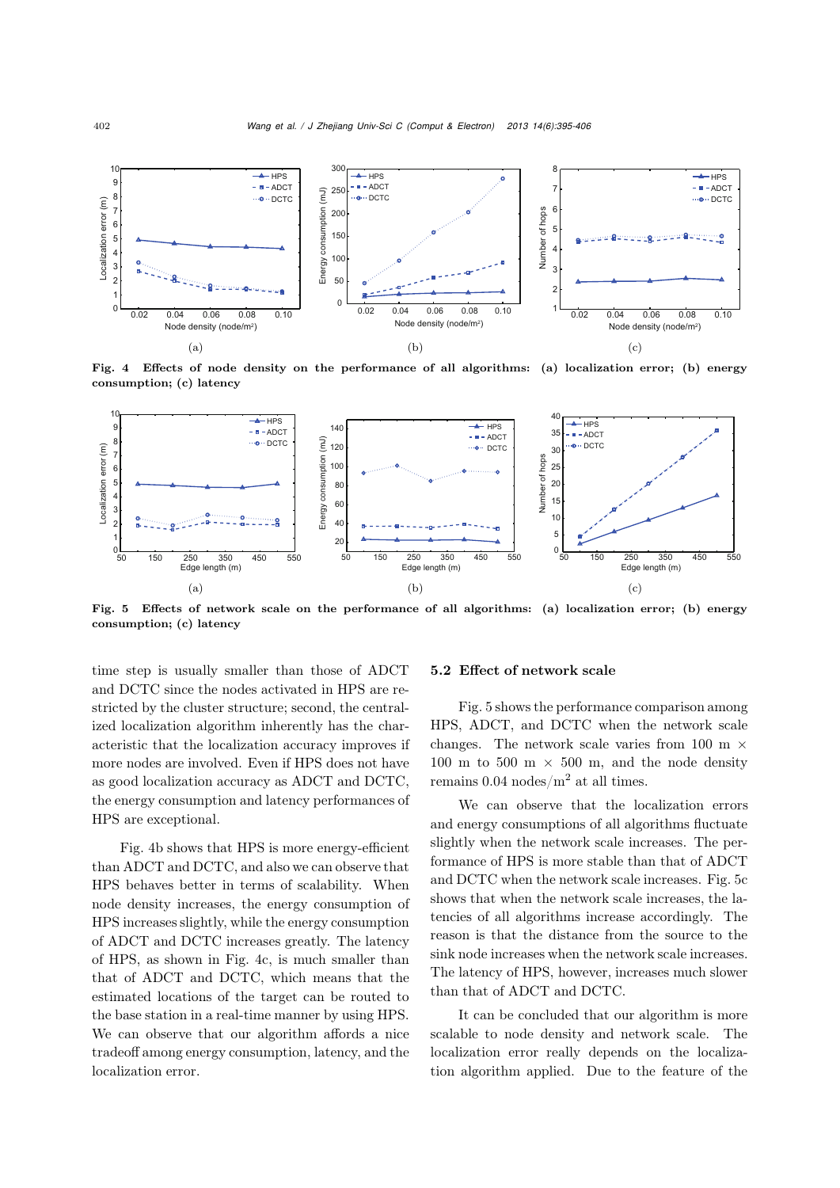Fig. 4 Effects of node density on the performance of all algorithms: (a) localization error; (b) energy consumption; (c) latency

Fig. 5 Effects of network scale on the performance of all algorithms: (a) localization error; (b) energy consumption; (c) latency

time step is usually smaller than those of ADCT and DCTC since the nodes activated in HPS are restricted by the cluster structure; second, the centralized localization algorithm inherently has the characteristic that the localization accuracy improves if more nodes are involved. Even if HPS does not have as good localization accuracy as ADCT and DCTC, the energy consumption and latency performances of HPS are exceptional.

Fig. 4b shows that HPS is more energy-efficient than ADCT and DCTC, and also we can observe that HPS behaves better in terms of scalability. When node density increases, the energy consumption of HPS increases slightly, while the energy consumption of ADCT and DCTC increases greatly. The latency of HPS, as shown in Fig. 4c, is much smaller than that of ADCT and DCTC, which means that the estimated locations of the target can be routed to the base station in a real-time manner by using HPS. We can observe that our algorithm affords a nice tradeoff among energy consumption, latency, and the localization error.

### 5.2 Effect of network scale

Fig. 5 shows the performance comparison among HPS, ADCT, and DCTC when the network scale changes. The network scale varies from 100 m $\times$ 100 m to 500 m $\times$ 500 m, and the node density remains 0.04 nodes/m$^2$ at all times.

We can observe that the localization errors and energy consumptions of all algorithms fluctuate slightly when the network scale increases. The performance of HPS is more stable than that of ADCT and DCTC when the network scale increases. Fig. 5c shows that when the network scale increases, the latencies of all algorithms increase accordingly. The reason is that the distance from the source to the sink node increases when the network scale increases. The latency of HPS, however, increases much slower than that of ADCT and DCTC.

It can be concluded that our algorithm is more scalable to node density and network scale. The localization error really depends on the localization algorithm applied. Due to the feature of the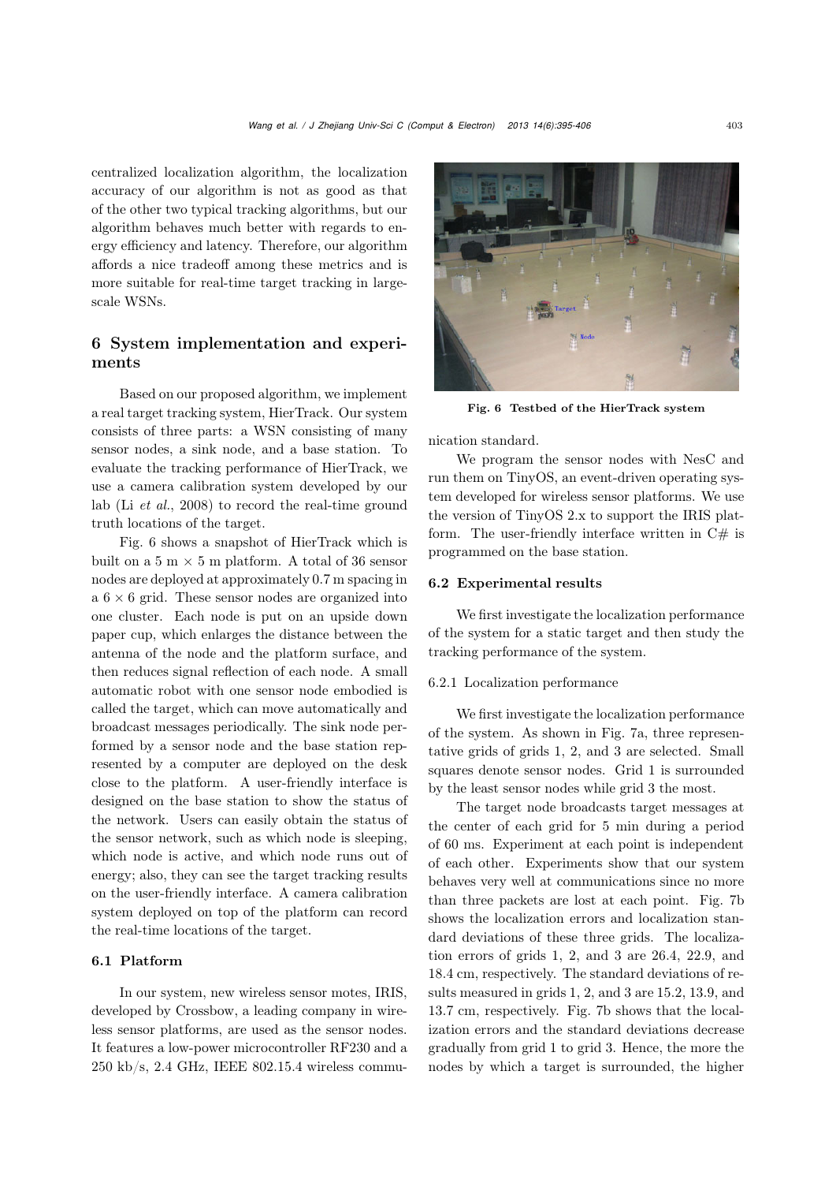centralized localization algorithm, the localization accuracy of our algorithm is not as good as that of the other two typical tracking algorithms, but our algorithm behaves much better with regards to energy efficiency and latency. Therefore, our algorithm affords a nice tradeoff among these metrics and is more suitable for real-time target tracking in large-scale WSNs.

## 6 System implementation and experiments

Based on our proposed algorithm, we implement a real target tracking system, HierTrack. Our system consists of three parts: a WSN consisting of many sensor nodes, a sink node, and a base station. To evaluate the tracking performance of HierTrack, we use a camera calibration system developed by our lab (Li *et al.*, 2008) to record the real-time ground truth locations of the target.

Fig. 6 shows a snapshot of HierTrack which is built on a 5 m × 5 m platform. A total of 36 sensor nodes are deployed at approximately 0.7 m spacing in a 6 × 6 grid. These sensor nodes are organized into one cluster. Each node is put on an upside down paper cup, which enlarges the distance between the antenna of the node and the platform surface, and then reduces signal reflection of each node. A small automatic robot with one sensor node embodied is called the target, which can move automatically and broadcast messages periodically. The sink node performed by a sensor node and the base station represented by a computer are deployed on the desk close to the platform. A user-friendly interface is designed on the base station to show the status of the network. Users can easily obtain the status of the sensor network, such as which node is sleeping, which node is active, and which node runs out of energy; also, they can see the target tracking results on the user-friendly interface. A camera calibration system deployed on top of the platform can record the real-time locations of the target.

### 6.1 Platform

In our system, new wireless sensor motes, IRIS, developed by Crossbow, a leading company in wireless sensor platforms, are used as the sensor nodes. It features a low-power microcontroller RF230 and a 250 kb/s, 2.4 GHz, IEEE 802.15.4 wireless communication standard.

**Fig. 6 Testbed of the HierTrack system**

We program the sensor nodes with NesC and run them on TinyOS, an event-driven operating system developed for wireless sensor platforms. We use the version of TinyOS 2.x to support the IRIS platform. The user-friendly interface written in C# is programmed on the base station.

### 6.2 Experimental results

We first investigate the localization performance of the system for a static target and then study the tracking performance of the system.

#### 6.2.1 Localization performance

We first investigate the localization performance of the system. As shown in Fig. 7a, three representative grids of grids 1, 2, and 3 are selected. Small squares denote sensor nodes. Grid 1 is surrounded by the least sensor nodes while grid 3 the most.

The target node broadcasts target messages at the center of each grid for 5 min during a period of 60 ms. Experiment at each point is independent of each other. Experiments show that our system behaves very well at communications since no more than three packets are lost at each point. Fig. 7b shows the localization errors and localization standard deviations of these three grids. The localization errors of grids 1, 2, and 3 are 26.4, 22.9, and 18.4 cm, respectively. The standard deviations of results measured in grids 1, 2, and 3 are 15.2, 13.9, and 13.7 cm, respectively. Fig. 7b shows that the localization errors and the standard deviations decrease gradually from grid 1 to grid 3. Hence, the more the nodes by which a target is surrounded, the higher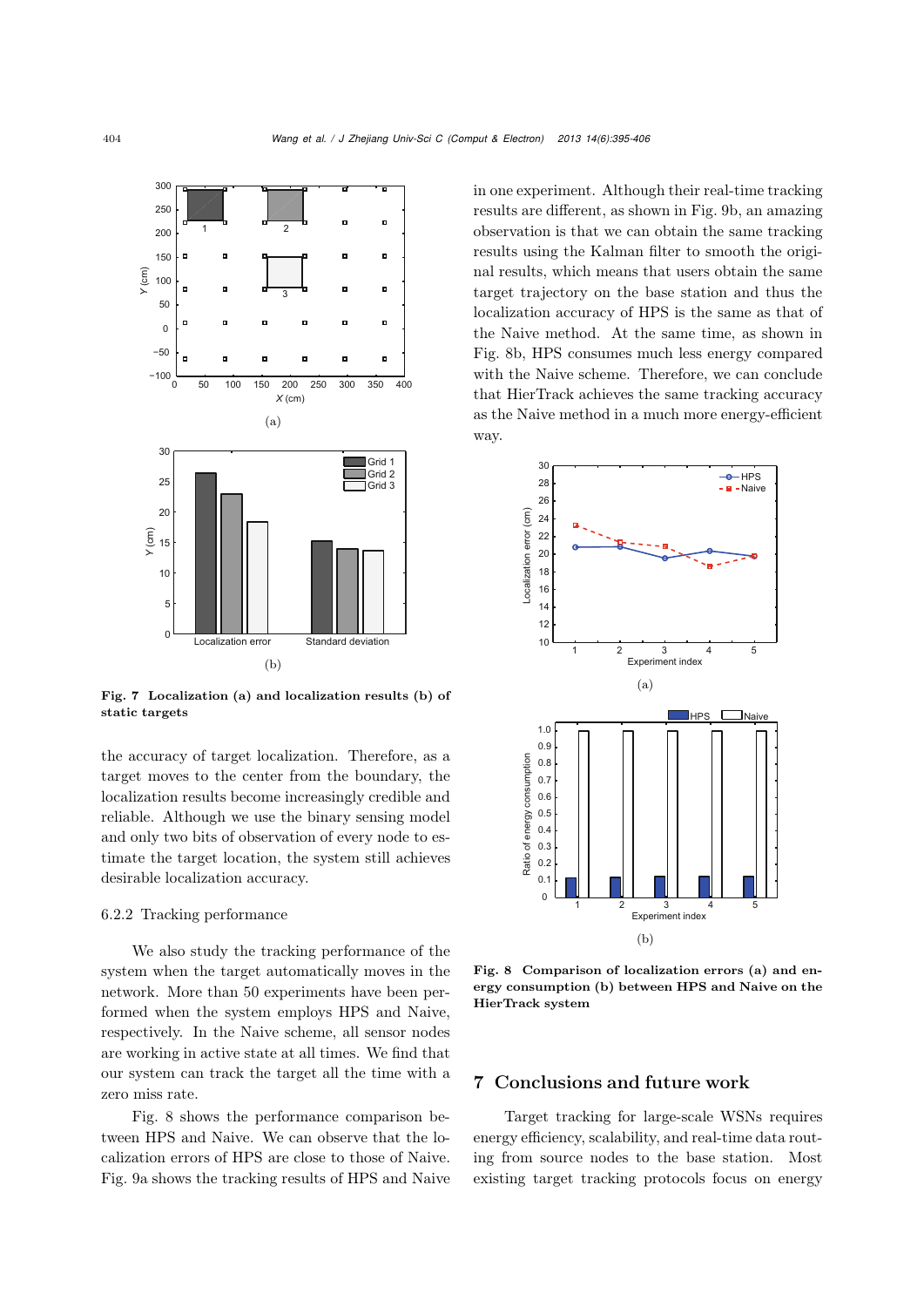Fig. 7 **Localization (a) and localization results (b) of static targets**

the accuracy of target localization. Therefore, as a target moves to the center from the boundary, the localization results become increasingly credible and reliable. Although we use the binary sensing model and only two bits of observation of every node to estimate the target location, the system still achieves desirable localization accuracy.

### 6.2.2 Tracking performance

We also study the tracking performance of the system when the target automatically moves in the network. More than 50 experiments have been performed when the system employs HPS and Naive, respectively. In the Naive scheme, all sensor nodes are working in active state at all times. We find that our system can track the target all the time with a zero miss rate.

Fig. 8 shows the performance comparison between HPS and Naive. We can observe that the localization errors of HPS are close to those of Naive. Fig. 9a shows the tracking results of HPS and Naive in one experiment. Although their real-time tracking results are different, as shown in Fig. 9b, an amazing observation is that we can obtain the same tracking results using the Kalman filter to smooth the original results, which means that users obtain the same target trajectory on the base station and thus the localization accuracy of HPS is the same as that of the Naive method. At the same time, as shown in Fig. 8b, HPS consumes much less energy compared with the Naive scheme. Therefore, we can conclude that HierTrack achieves the same tracking accuracy as the Naive method in a much more energy-efficient way.

**Fig. 8 Comparison of localization errors (a) and energy consumption (b) between HPS and Naive on the HierTrack system**

## 7 Conclusions and future work

Target tracking for large-scale WSNs requires energy efficiency, scalability, and real-time data routing from source nodes to the base station. Most existing target tracking protocols focus on energy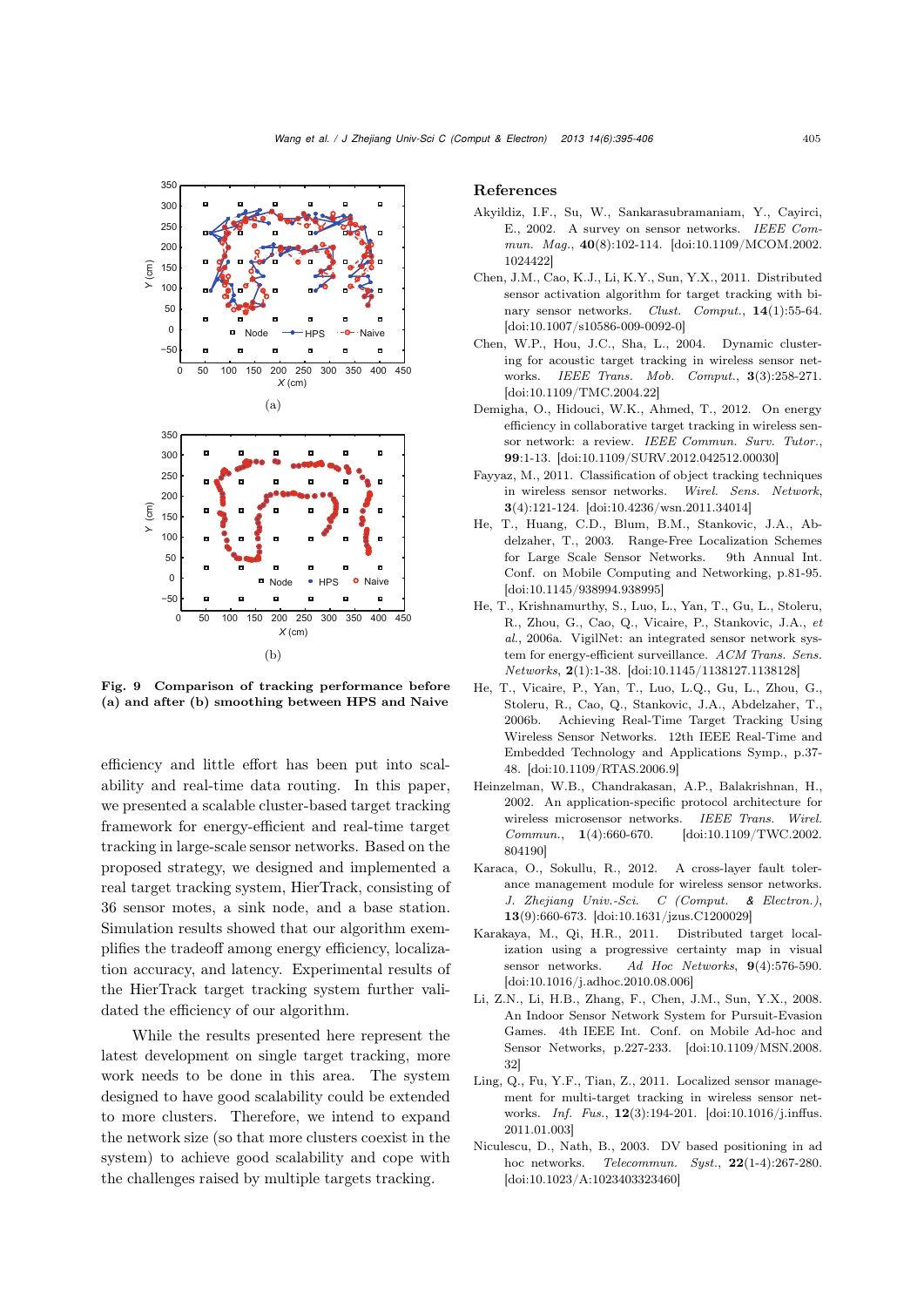Fig. 9 **Comparison of tracking performance before (a) and after (b) smoothing between HPS and Naive**

efficiency and little effort has been put into scalability and real-time data routing. In this paper, we presented a scalable cluster-based target tracking framework for energy-efficient and real-time target tracking in large-scale sensor networks. Based on the proposed strategy, we designed and implemented a real target tracking system, HierTrack, consisting of 36 sensor motes, a sink node, and a base station. Simulation results showed that our algorithm exemplifies the tradeoff among energy efficiency, localization accuracy, and latency. Experimental results of the HierTrack target tracking system further validated the efficiency of our algorithm.

While the results presented here represent the latest development on single target tracking, more work needs to be done in this area. The system designed to have good scalability could be extended to more clusters. Therefore, we intend to expand the network size (so that more clusters coexist in the system) to achieve good scalability and cope with the challenges raised by multiple targets tracking.

## References

Akyildiz, I.F., Su, W., Sankarasubramaniam, Y., Cayirci, E., 2002. A survey on sensor networks. *IEEE Commun. Mag.*, **40**(8):102-114. [doi:10.1109/MCOM.2002.1024422]

Chen, J.M., Cao, K.J., Li, K.Y., Sun, Y.X., 2011. Distributed sensor activation algorithm for target tracking with binary sensor networks. *Clust. Comput.*, **14**(1):55-64. [doi:10.1007/s10586-009-0092-0]

Chen, W.P., Hou, J.C., Sha, L., 2004. Dynamic clustering for acoustic target tracking in wireless sensor networks. *IEEE Trans. Mob. Comput.*, **3**(3):258-271. [doi:10.1109/TMC.2004.22]

Demigha, O., Hidouci, W.K., Ahmed, T., 2012. On energy efficiency in collaborative target tracking in wireless sensor network: a review. *IEEE Commun. Surv. Tutor.*, **99**:1-13. [doi:10.1109/SURV.2012.042512.00030]

Fayyaz, M., 2011. Classification of object tracking techniques in wireless sensor networks. *Wirel. Sens. Network*, **3**(4):121-124. [doi:10.4236/wsn.2011.34014]

He, T., Huang, C.D., Blum, B.M., Stankovic, J.A., Abdelzaher, T., 2003. Range-Free Localization Schemes for Large Scale Sensor Networks. 9th Annual Int. Conf. on Mobile Computing and Networking, p.81-95. [doi:10.1145/938994.938995]

He, T., Krishnamurthy, S., Luo, L., Yan, T., Gu, L., Stoleru, R., Zhou, G., Cao, Q., Vicaire, P., Stankovic, J.A., *et al.*, 2006a. VigilNet: an integrated sensor network system for energy-efficient surveillance. *ACM Trans. Sens. Networks*, **2**(1):1-38. [doi:10.1145/1138127.1138128]

He, T., Vicaire, P., Yan, T., Luo, L.Q., Gu, L., Zhou, G., Stoleru, R., Cao, Q., Stankovic, J.A., Abdelzaher, T., 2006b. Achieving Real-Time Target Tracking Using Wireless Sensor Networks. 12th IEEE Real-Time and Embedded Technology and Applications Symp., p.37-48. [doi:10.1109/RTAS.2006.9]

Heinzelman, W.B., Chandrakasan, A.P., Balakrishnan, H., 2002. An application-specific protocol architecture for wireless microsensor networks. *IEEE Trans. Wirel. Commun.*, **1**(4):660-670. [doi:10.1109/TWC.2002.804190]

Karaca, O., Sokullu, R., 2012. A cross-layer fault tolerance management module for wireless sensor networks. *J. Zhejiang Univ.-Sci. C (Comput. & Electron.)*, **13**(9):660-673. [doi:10.1631/jzus.C1200029]

Karakaya, M., Qi, H.R., 2011. Distributed target localization using a progressive certainty map in visual sensor networks. *Ad Hoc Networks*, **9**(4):576-590. [doi:10.1016/j.adhoc.2010.08.006]

Li, Z.N., Li, H.B., Zhang, F., Chen, J.M., Sun, Y.X., 2008. An Indoor Sensor Network System for Pursuit-Evasion Games. 4th IEEE Int. Conf. on Mobile Ad-hoc and Sensor Networks, p.227-233. [doi:10.1109/MSN.2008.32]

Ling, Q., Fu, Y.F., Tian, Z., 2011. Localized sensor management for multi-target tracking in wireless sensor networks. *Inf. Fus.*, **12**(3):194-201. [doi:10.1016/j.inffus.2011.01.003]

Niculescu, D., Nath, B., 2003. DV based positioning in ad hoc networks. *Telecommun. Syst.*, **22**(1-4):267-280. [doi:10.1023/A:1023403323460]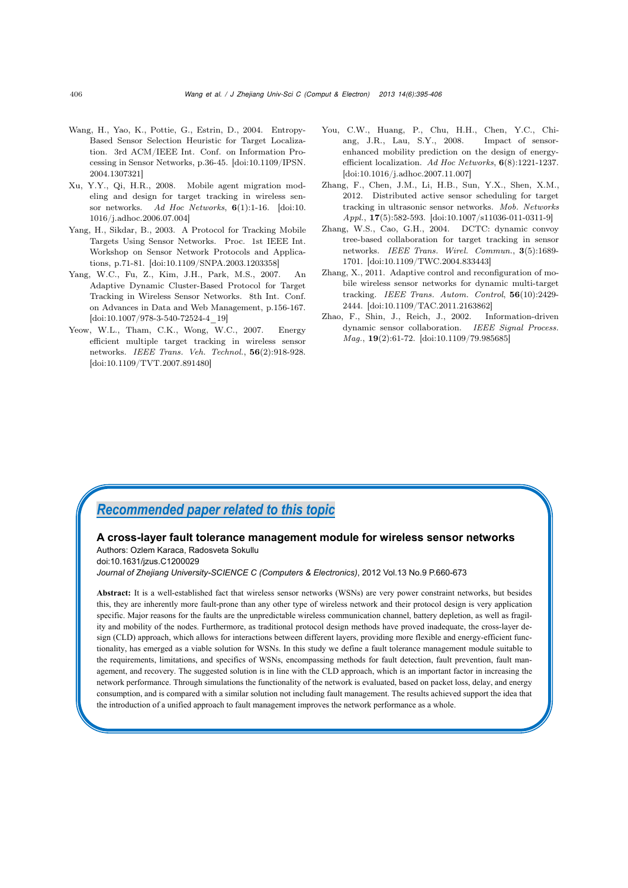Wang, H., Yao, K., Pottie, G., Estrin, D., 2004. Entropy-Based Sensor Selection Heuristic for Target Localization. 3rd ACM/IEEE Int. Conf. on Information Processing in Sensor Networks, p.36-45. [doi:10.1109/IPSN.2004.1307321]

Xu, Y.Y., Qi, H.R., 2008. Mobile agent migration modeling and design for target tracking in wireless sensor networks. *Ad Hoc Networks*, **6**(1):1-16. [doi:10.1016/j.adhoc.2006.07.004]

Yang, H., Sikdar, B., 2003. A Protocol for Tracking Mobile Targets Using Sensor Networks. Proc. 1st IEEE Int. Workshop on Sensor Network Protocols and Applications, p.71-81. [doi:10.1109/SNPA.2003.1203358]

Yang, W.C., Fu, Z., Kim, J.H., Park, M.S., 2007. An Adaptive Dynamic Cluster-Based Protocol for Target Tracking in Wireless Sensor Networks. 8th Int. Conf. on Advances in Data and Web Management, p.156-167. [doi:10.1007/978-3-540-72524-4_19]

Yeow, W.L., Tham, C.K., Wong, W.C., 2007. Energy efficient multiple target tracking in wireless sensor networks. *IEEE Trans. Veh. Technol.*, **56**(2):918-928. [doi:10.1109/TVT.2007.891480]

You, C.W., Huang, P., Chu, H.H., Chen, Y.C., Chiang, J.R., Lau, S.Y., 2008. Impact of sensor-enhanced mobility prediction on the design of energy-efficient localization. *Ad Hoc Networks*, **6**(8):1221-1237. [doi:10.1016/j.adhoc.2007.11.007]

Zhang, F., Chen, J.M., Li, H.B., Sun, Y.X., Shen, X.M., 2012. Distributed active sensor scheduling for target tracking in ultrasonic sensor networks. *Mob. Networks Appl.*, **17**(5):582-593. [doi:10.1007/s11036-011-0311-9]

Zhang, W.S., Cao, G.H., 2004. DCTC: dynamic convoy tree-based collaboration for target tracking in sensor networks. *IEEE Trans. Wirel. Commun.*, **3**(5):1689-1701. [doi:10.1109/TWC.2004.833443]

Zhang, X., 2011. Adaptive control and reconfiguration of mobile wireless sensor networks for dynamic multi-target tracking. *IEEE Trans. Autom. Control*, **56**(10):2429-2444. [doi:10.1109/TAC.2011.2163862]

Zhao, F., Shin, J., Reich, J., 2002. Information-driven dynamic sensor collaboration. *IEEE Signal Process. Mag.*, **19**(2):61-72. [doi:10.1109/79.985685]

## *Recommended paper related to this topic*

**A cross-layer fault tolerance management module for wireless sensor networks**

Authors: Ozlem Karaca, Radosveta Sokullu

doi:10.1631/jzus.C1200029

*Journal of Zhejiang University-SCIENCE C (Computers & Electronics)*, 2012 Vol.13 No.9 P.660-673

**Abstract:** It is a well-established fact that wireless sensor networks (WSNs) are very power constraint networks, but besides this, they are inherently more fault-prone than any other type of wireless network and their protocol design is very application specific. Major reasons for the faults are the unpredictable wireless communication channel, battery depletion, as well as fragility and mobility of the nodes. Furthermore, as traditional protocol design methods have proved inadequate, the cross-layer design (CLD) approach, which allows for interactions between different layers, providing more flexible and energy-efficient functionality, has emerged as a viable solution for WSNs. In this study we define a fault tolerance management module suitable to the requirements, limitations, and specifics of WSNs, encompassing methods for fault detection, fault prevention, fault management, and recovery. The suggested solution is in line with the CLD approach, which is an important factor in increasing the network performance. Through simulations the functionality of the network is evaluated, based on packet loss, delay, and energy consumption, and is compared with a similar solution not including fault management. The results achieved support the idea that the introduction of a unified approach to fault management improves the network performance as a whole.